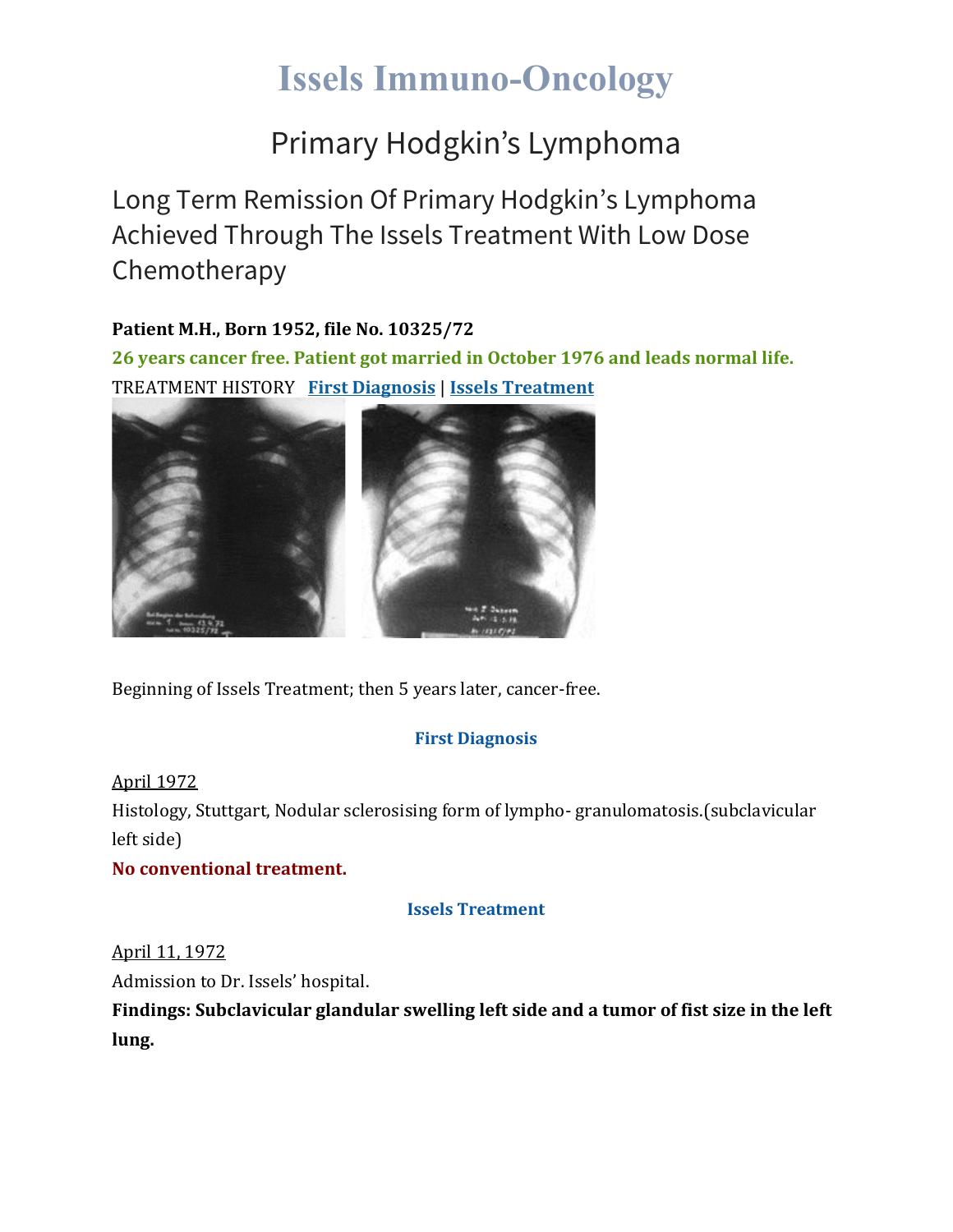# Issels Immuno-Oncology

## Primary Hodgkin's Lymphoma

### Long Term Remission Of Primary Hodgkin's Lymphoma Achieved Through The Issels Treatment With Low Dose Chemotherapy

**Patient M.H., Born 1952, file No. 10325/72**

**26 years cancer free. Patient got married in October 1976 and leads normal life.**

TREATMENT HISTORY **First Diagnosis** | **Issels Treatment**

Beginning of Issels Treatment; then 5 years later, cancer-free.

**First Diagnosis**

April 1972

Histology, Stuttgart, Nodular sclerosising form of lympho- granulomatosis.(subclavicular left side)

**No conventional treatment.**

**Issels Treatment**

April 11, 1972

Admission to Dr. Issels' hospital.

**Findings: Subclavicular glandular swelling left side and a tumor of fist size in the left lung.**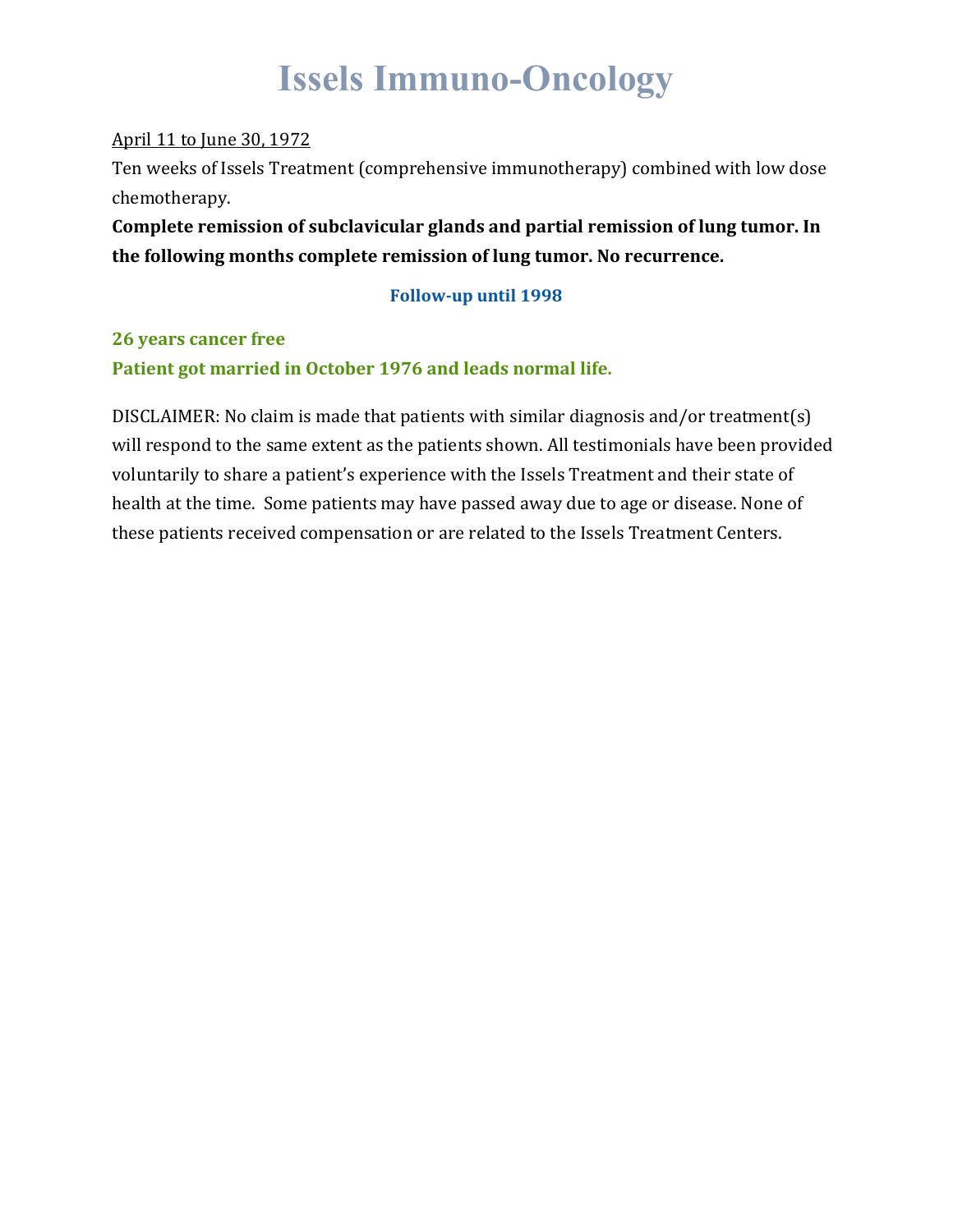# Issels Immuno-Oncology

<u>April 11 to June 30, 1972</u>

Ten weeks of Issels Treatment (comprehensive immunotherapy) combined with low dose chemotherapy.

**Complete remission of subclavicular glands and partial remission of lung tumor. In the following months complete remission of lung tumor. No recurrence.**

**Follow-up until 1998**

**26 years cancer free**

**Patient got married in October 1976 and leads normal life.**

DISCLAIMER: No claim is made that patients with similar diagnosis and/or treatment(s) will respond to the same extent as the patients shown. All testimonials have been provided voluntarily to share a patient's experience with the Issels Treatment and their state of health at the time. Some patients may have passed away due to age or disease. None of these patients received compensation or are related to the Issels Treatment Centers.